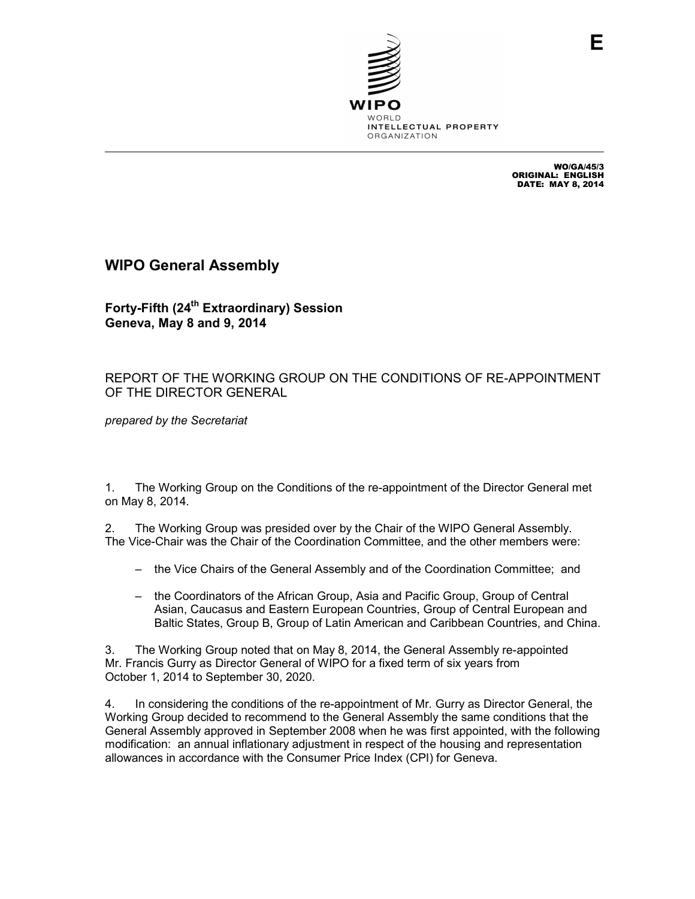E

WIPO

WORLD
INTELLECTUAL PROPERTY
ORGANIZATION

WO/GA/45/3
ORIGINAL: ENGLISH
DATE: MAY 8, 2014

# WIPO General Assembly

## Forty-Fifth (24th Extraordinary) Session
## Geneva, May 8 and 9, 2014

REPORT OF THE WORKING GROUP ON THE CONDITIONS OF RE-APPOINTMENT OF THE DIRECTOR GENERAL

*prepared by the Secretariat*

1. The Working Group on the Conditions of the re-appointment of the Director General met on May 8, 2014.

2. The Working Group was presided over by the Chair of the WIPO General Assembly. The Vice-Chair was the Chair of the Coordination Committee, and the other members were:

– the Vice Chairs of the General Assembly and of the Coordination Committee; and

– the Coordinators of the African Group, Asia and Pacific Group, Group of Central Asian, Caucasus and Eastern European Countries, Group of Central European and Baltic States, Group B, Group of Latin American and Caribbean Countries, and China.

3. The Working Group noted that on May 8, 2014, the General Assembly re-appointed Mr. Francis Gurry as Director General of WIPO for a fixed term of six years from October 1, 2014 to September 30, 2020.

4. In considering the conditions of the re-appointment of Mr. Gurry as Director General, the Working Group decided to recommend to the General Assembly the same conditions that the General Assembly approved in September 2008 when he was first appointed, with the following modification: an annual inflationary adjustment in respect of the housing and representation allowances in accordance with the Consumer Price Index (CPI) for Geneva.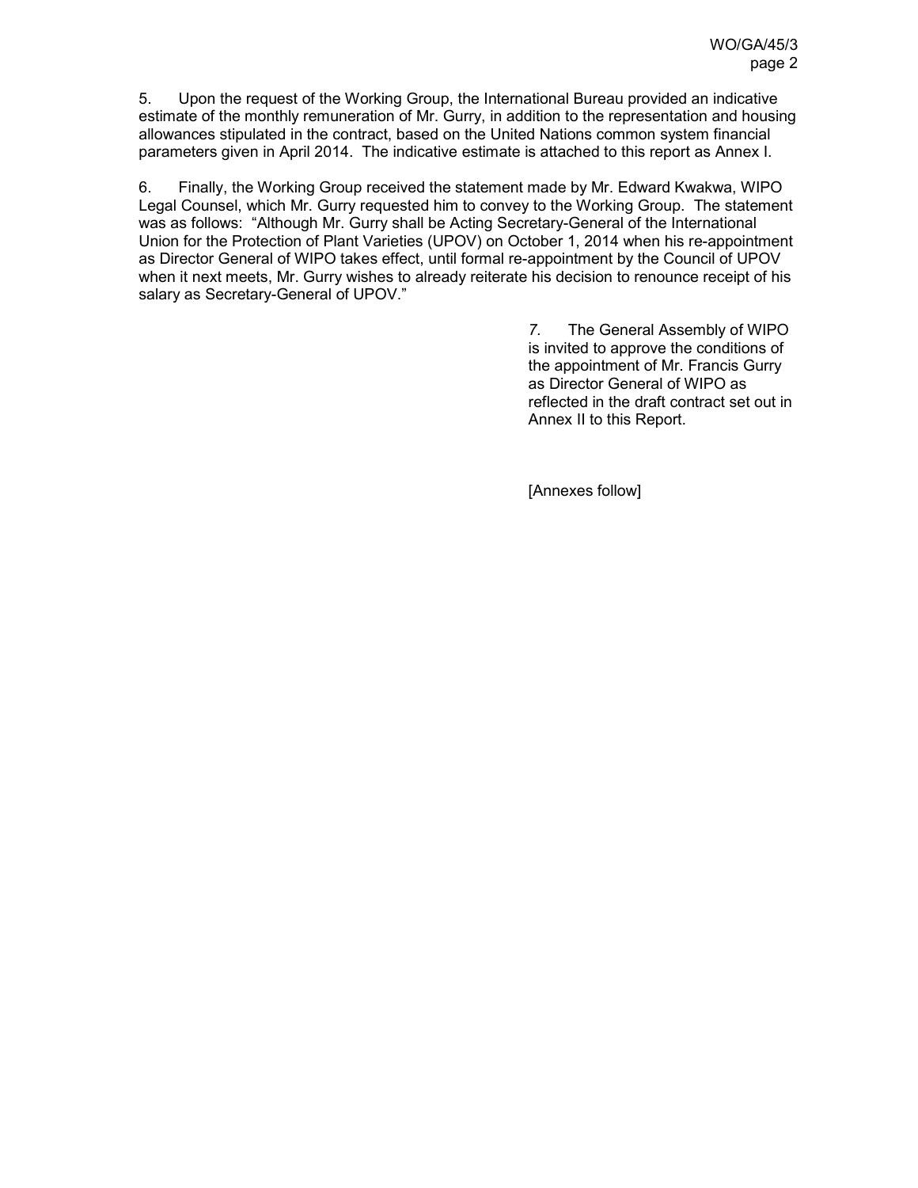5. Upon the request of the Working Group, the International Bureau provided an indicative estimate of the monthly remuneration of Mr. Gurry, in addition to the representation and housing allowances stipulated in the contract, based on the United Nations common system financial parameters given in April 2014. The indicative estimate is attached to this report as Annex I.

6. Finally, the Working Group received the statement made by Mr. Edward Kwakwa, WIPO Legal Counsel, which Mr. Gurry requested him to convey to the Working Group. The statement was as follows: "Although Mr. Gurry shall be Acting Secretary-General of the International Union for the Protection of Plant Varieties (UPOV) on October 1, 2014 when his re-appointment as Director General of WIPO takes effect, until formal re-appointment by the Council of UPOV when it next meets, Mr. Gurry wishes to already reiterate his decision to renounce receipt of his salary as Secretary-General of UPOV."

*7.* The General Assembly of WIPO is invited to approve the conditions of the appointment of Mr. Francis Gurry as Director General of WIPO as reflected in the draft contract set out in Annex II to this Report.

[Annexes follow]